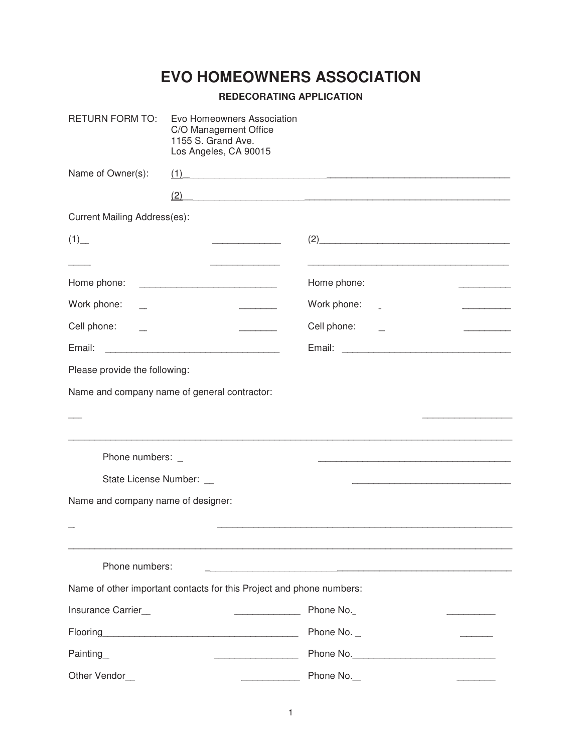# EVO HOMEOWNERS ASSOCIATION

## REDECORATING APPLICATION

RETURN FORM TO: Evo Homeowners Association
C/O Management Office
1155 S. Grand Ave.
Los Angeles, CA 90015

Name of Owner(s): (1)_ ______________________________________

(2)_ __________________________________________

Current Mailing Address(es):

(1)__ ______________ (2)______________________________________

_____ ______________ __________________________________________

Home phone: _ ________ Home phone: __________

Work phone: _ ________ Work phone: _ __________

Cell phone: _ ________ Cell phone: _ __________

Email: __________________________________ Email: _________________________________

Please provide the following:

Name and company name of general contractor:

___ _________________

___________________________________________________________________________________________

Phone numbers: _ ______________________________________

State License Number: __ ________________________________

Name and company name of designer:

_ ____________________________________________________________

___________________________________________________________________________________________

Phone numbers: _ ___________________________________

Name of other important contacts for this Project and phone numbers:

Insurance Carrier__ _____________ Phone No._ __________

Flooring_______________________________________ Phone No. _ _______

Painting_ ________________ Phone No.__ ________

Other Vendor__ ____________ Phone No.__ ________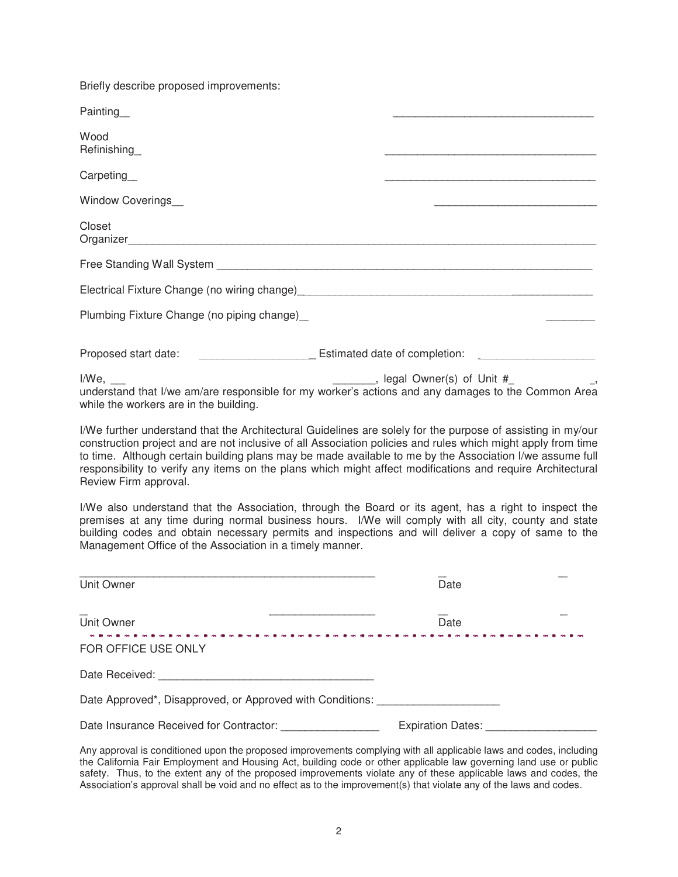Briefly describe proposed improvements:

Painting__ _________________________________

Wood Refinishing_ ___________________________________

Carpeting__ ___________________________________

Window Coverings__ ___________________________

Closet Organizer_________________________________________________________________________________

Free Standing Wall System _______________________________________________________________

Electrical Fixture Change (no wiring change)_____________________________________ _____________

Plumbing Fixture Change (no piping change)__ ________

Proposed start date: ___________________ Estimated date of completion: ___________________

I/We, ___ _______, legal Owner(s) of Unit #_ _, understand that I/we am/are responsible for my worker's actions and any damages to the Common Area while the workers are in the building.

I/We further understand that the Architectural Guidelines are solely for the purpose of assisting in my/our construction project and are not inclusive of all Association policies and rules which might apply from time to time. Although certain building plans may be made available to me by the Association I/we assume full responsibility to verify any items on the plans which might affect modifications and require Architectural Review Firm approval.

I/We also understand that the Association, through the Board or its agent, has a right to inspect the premises at any time during normal business hours. I/We will comply with all city, county and state building codes and obtain necessary permits and inspections and will deliver a copy of same to the Management Office of the Association in a timely manner.

_________________________________________________ Date __
Unit Owner

_ _________________ Date __
Unit Owner

---

FOR OFFICE USE ONLY

Date Received: ___________________________________

Date Approved*, Disapproved, or Approved with Conditions: ____________________

Date Insurance Received for Contractor: ________________ Expiration Dates: __________________

Any approval is conditioned upon the proposed improvements complying with all applicable laws and codes, including the California Fair Employment and Housing Act, building code or other applicable law governing land use or public safety. Thus, to the extent any of the proposed improvements violate any of these applicable laws and codes, the Association's approval shall be void and no effect as to the improvement(s) that violate any of the laws and codes.